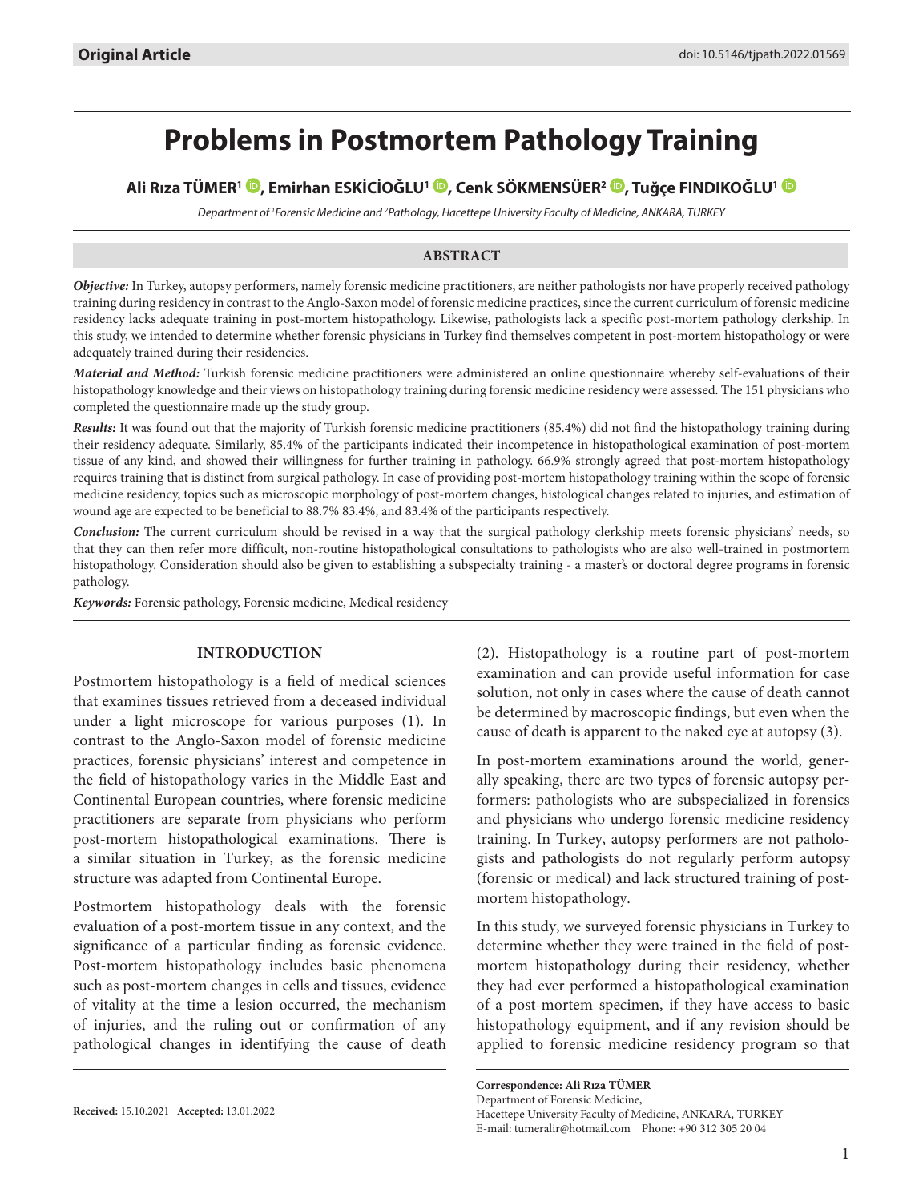**Original Article**

doi: 10.5146/tjpath.2022.01569

# Problems in Postmortem Pathology Training

**Ali Rıza TÜMER[1], Emirhan ESKİCİOĞLU[1], Cenk SÖKMENSÜER[2], Tuğçe FINDIKOĞLU[1]**

*Department of [1]Forensic Medicine and [2]Pathology, Hacettepe University Faculty of Medicine, ANKARA, TURKEY*

## ABSTRACT

***Objective:*** In Turkey, autopsy performers, namely forensic medicine practitioners, are neither pathologists nor have properly received pathology training during residency in contrast to the Anglo-Saxon model of forensic medicine practices, since the current curriculum of forensic medicine residency lacks adequate training in post-mortem histopathology. Likewise, pathologists lack a specific post-mortem pathology clerkship. In this study, we intended to determine whether forensic physicians in Turkey find themselves competent in post-mortem histopathology or were adequately trained during their residencies.

***Material and Method:*** Turkish forensic medicine practitioners were administered an online questionnaire whereby self-evaluations of their histopathology knowledge and their views on histopathology training during forensic medicine residency were assessed. The 151 physicians who completed the questionnaire made up the study group.

***Results:*** It was found out that the majority of Turkish forensic medicine practitioners (85.4%) did not find the histopathology training during their residency adequate. Similarly, 85.4% of the participants indicated their incompetence in histopathological examination of post-mortem tissue of any kind, and showed their willingness for further training in pathology. 66.9% strongly agreed that post-mortem histopathology requires training that is distinct from surgical pathology. In case of providing post-mortem histopathology training within the scope of forensic medicine residency, topics such as microscopic morphology of post-mortem changes, histological changes related to injuries, and estimation of wound age are expected to be beneficial to 88.7% 83.4%, and 83.4% of the participants respectively.

***Conclusion:*** The current curriculum should be revised in a way that the surgical pathology clerkship meets forensic physicians' needs, so that they can then refer more difficult, non-routine histopathological consultations to pathologists who are also well-trained in postmortem histopathology. Consideration should also be given to establishing a subspecialty training - a master's or doctoral degree programs in forensic pathology.

***Keywords:*** Forensic pathology, Forensic medicine, Medical residency

## INTRODUCTION

Postmortem histopathology is a field of medical sciences that examines tissues retrieved from a deceased individual under a light microscope for various purposes (1). In contrast to the Anglo-Saxon model of forensic medicine practices, forensic physicians' interest and competence in the field of histopathology varies in the Middle East and Continental European countries, where forensic medicine practitioners are separate from physicians who perform post-mortem histopathological examinations. There is a similar situation in Turkey, as the forensic medicine structure was adapted from Continental Europe.

Postmortem histopathology deals with the forensic evaluation of a post-mortem tissue in any context, and the significance of a particular finding as forensic evidence. Post-mortem histopathology includes basic phenomena such as post-mortem changes in cells and tissues, evidence of vitality at the time a lesion occurred, the mechanism of injuries, and the ruling out or confirmation of any pathological changes in identifying the cause of death (2). Histopathology is a routine part of post-mortem examination and can provide useful information for case solution, not only in cases where the cause of death cannot be determined by macroscopic findings, but even when the cause of death is apparent to the naked eye at autopsy (3).

In post-mortem examinations around the world, generally speaking, there are two types of forensic autopsy performers: pathologists who are subspecialized in forensics and physicians who undergo forensic medicine residency training. In Turkey, autopsy performers are not pathologists and pathologists do not regularly perform autopsy (forensic or medical) and lack structured training of post-mortem histopathology.

In this study, we surveyed forensic physicians in Turkey to determine whether they were trained in the field of post-mortem histopathology during their residency, whether they had ever performed a histopathological examination of a post-mortem specimen, if they have access to basic histopathology equipment, and if any revision should be applied to forensic medicine residency program so that

**Received:** 15.10.2021 **Accepted:** 13.01.2022

**Correspondence: Ali Rıza TÜMER**
Department of Forensic Medicine,
Hacettepe University Faculty of Medicine, ANKARA, TURKEY
E-mail: tumeralir@hotmail.com Phone: +90 312 305 20 04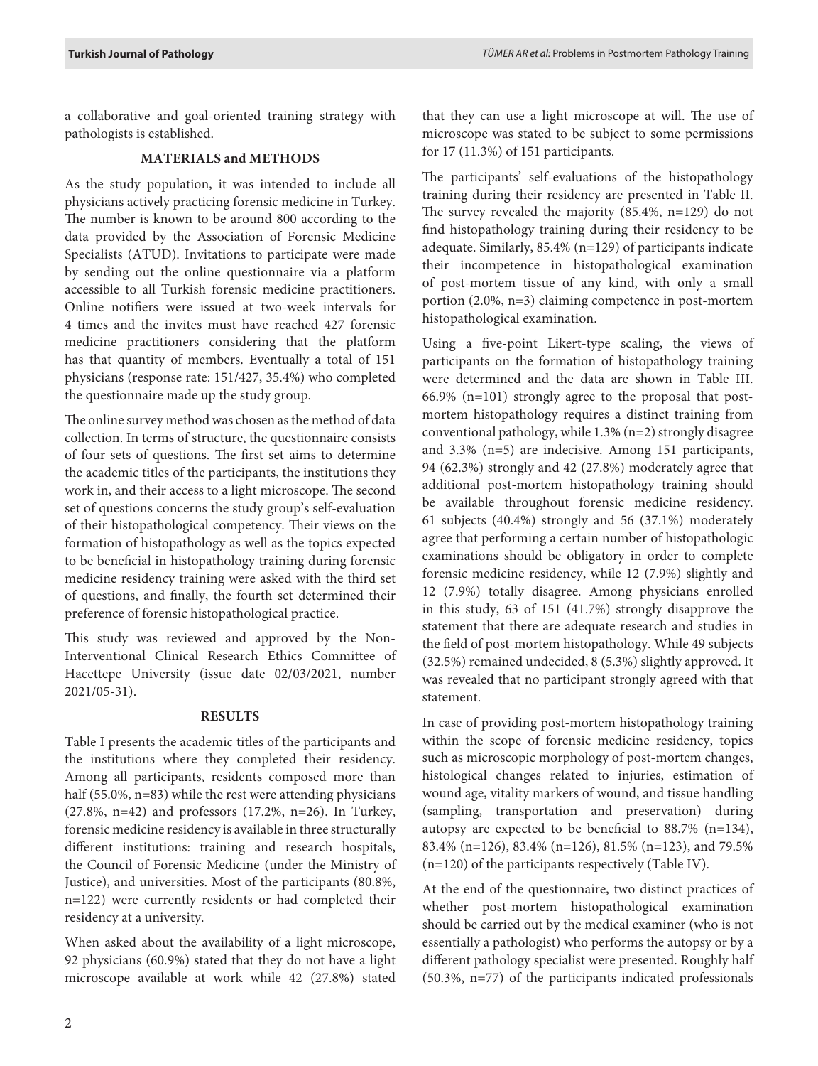a collaborative and goal-oriented training strategy with pathologists is established.

## MATERIALS and METHODS

As the study population, it was intended to include all physicians actively practicing forensic medicine in Turkey. The number is known to be around 800 according to the data provided by the Association of Forensic Medicine Specialists (ATUD). Invitations to participate were made by sending out the online questionnaire via a platform accessible to all Turkish forensic medicine practitioners. Online notifiers were issued at two-week intervals for 4 times and the invites must have reached 427 forensic medicine practitioners considering that the platform has that quantity of members. Eventually a total of 151 physicians (response rate: 151/427, 35.4%) who completed the questionnaire made up the study group.

The online survey method was chosen as the method of data collection. In terms of structure, the questionnaire consists of four sets of questions. The first set aims to determine the academic titles of the participants, the institutions they work in, and their access to a light microscope. The second set of questions concerns the study group's self-evaluation of their histopathological competency. Their views on the formation of histopathology as well as the topics expected to be beneficial in histopathology training during forensic medicine residency training were asked with the third set of questions, and finally, the fourth set determined their preference of forensic histopathological practice.

This study was reviewed and approved by the Non-Interventional Clinical Research Ethics Committee of Hacettepe University (issue date 02/03/2021, number 2021/05-31).

## RESULTS

Table I presents the academic titles of the participants and the institutions where they completed their residency. Among all participants, residents composed more than half (55.0%, n=83) while the rest were attending physicians (27.8%, n=42) and professors (17.2%, n=26). In Turkey, forensic medicine residency is available in three structurally different institutions: training and research hospitals, the Council of Forensic Medicine (under the Ministry of Justice), and universities. Most of the participants (80.8%, n=122) were currently residents or had completed their residency at a university.

When asked about the availability of a light microscope, 92 physicians (60.9%) stated that they do not have a light microscope available at work while 42 (27.8%) stated that they can use a light microscope at will. The use of microscope was stated to be subject to some permissions for 17 (11.3%) of 151 participants.

The participants' self-evaluations of the histopathology training during their residency are presented in Table II. The survey revealed the majority (85.4%, n=129) do not find histopathology training during their residency to be adequate. Similarly, 85.4% (n=129) of participants indicate their incompetence in histopathological examination of post-mortem tissue of any kind, with only a small portion (2.0%, n=3) claiming competence in post-mortem histopathological examination.

Using a five-point Likert-type scaling, the views of participants on the formation of histopathology training were determined and the data are shown in Table III. 66.9% (n=101) strongly agree to the proposal that post-mortem histopathology requires a distinct training from conventional pathology, while 1.3% (n=2) strongly disagree and 3.3% (n=5) are indecisive. Among 151 participants, 94 (62.3%) strongly and 42 (27.8%) moderately agree that additional post-mortem histopathology training should be available throughout forensic medicine residency. 61 subjects (40.4%) strongly and 56 (37.1%) moderately agree that performing a certain number of histopathologic examinations should be obligatory in order to complete forensic medicine residency, while 12 (7.9%) slightly and 12 (7.9%) totally disagree. Among physicians enrolled in this study, 63 of 151 (41.7%) strongly disapprove the statement that there are adequate research and studies in the field of post-mortem histopathology. While 49 subjects (32.5%) remained undecided, 8 (5.3%) slightly approved. It was revealed that no participant strongly agreed with that statement.

In case of providing post-mortem histopathology training within the scope of forensic medicine residency, topics such as microscopic morphology of post-mortem changes, histological changes related to injuries, estimation of wound age, vitality markers of wound, and tissue handling (sampling, transportation and preservation) during autopsy are expected to be beneficial to 88.7% (n=134), 83.4% (n=126), 83.4% (n=126), 81.5% (n=123), and 79.5% (n=120) of the participants respectively (Table IV).

At the end of the questionnaire, two distinct practices of whether post-mortem histopathological examination should be carried out by the medical examiner (who is not essentially a pathologist) who performs the autopsy or by a different pathology specialist were presented. Roughly half (50.3%, n=77) of the participants indicated professionals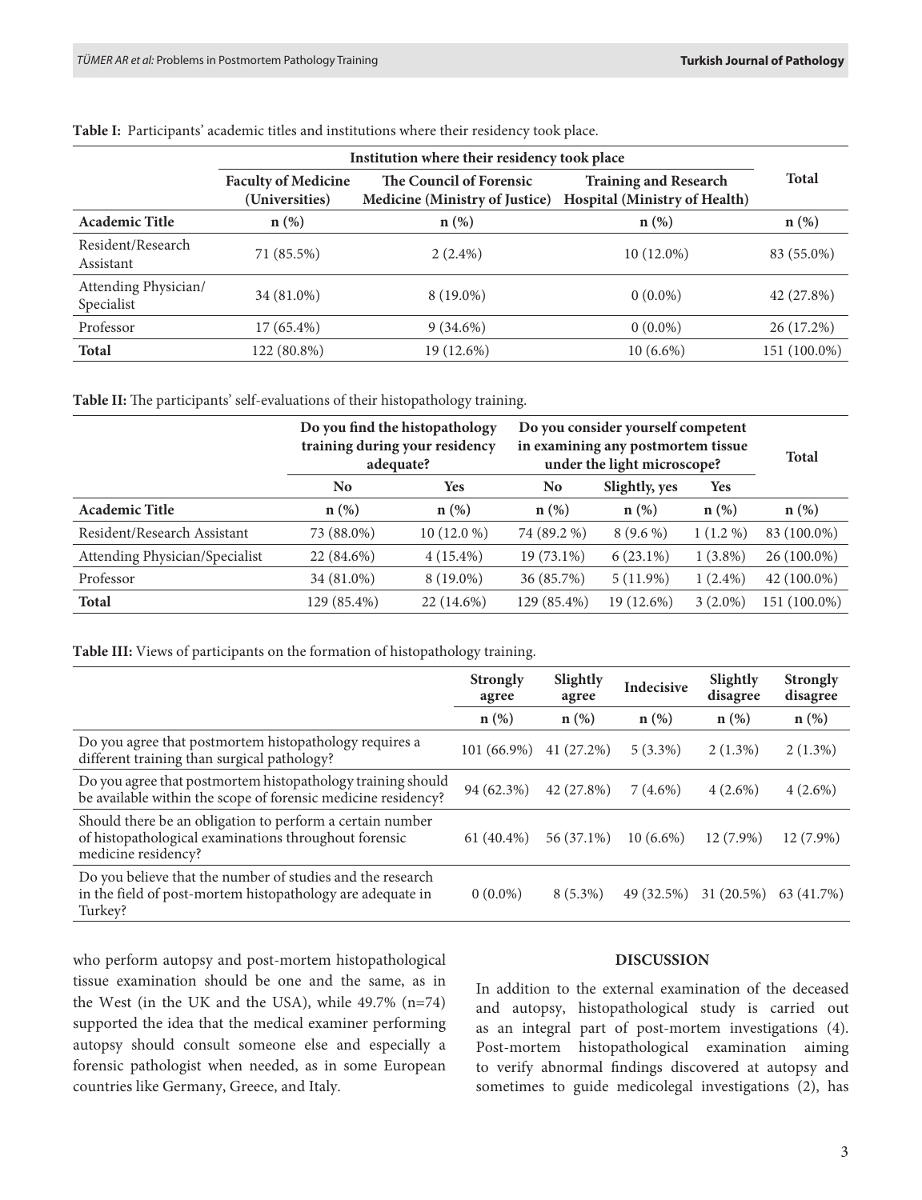**Table I:** Participants' academic titles and institutions where their residency took place.

| | Institution where their residency took place | | | Total |
|---|---|---|---|---|
| | Faculty of Medicine (Universities) | The Council of Forensic Medicine (Ministry of Justice) | Training and Research Hospital (Ministry of Health) | |
| **Academic Title** | **n (%)** | **n (%)** | **n (%)** | **n (%)** |
| Resident/Research Assistant | 71 (85.5%) | 2 (2.4%) | 10 (12.0%) | 83 (55.0%) |
| Attending Physician/ Specialist | 34 (81.0%) | 8 (19.0%) | 0 (0.0%) | 42 (27.8%) |
| Professor | 17 (65.4%) | 9 (34.6%) | 0 (0.0%) | 26 (17.2%) |
| **Total** | 122 (80.8%) | 19 (12.6%) | 10 (6.6%) | 151 (100.0%) |

**Table II:** The participants' self-evaluations of their histopathology training.

| | Do you find the histopathology training during your residency adequate? | | Do you consider yourself competent in examining any postmortem tissue under the light microscope? | | | Total |
|---|---|---|---|---|---|---|
| | No | Yes | No | Slightly, yes | Yes | |
| **Academic Title** | **n (%)** | **n (%)** | **n (%)** | **n (%)** | **n (%)** | **n (%)** |
| Resident/Research Assistant | 73 (88.0%) | 10 (12.0 %) | 74 (89.2 %) | 8 (9.6 %) | 1 (1.2 %) | 83 (100.0%) |
| Attending Physician/Specialist | 22 (84.6%) | 4 (15.4%) | 19 (73.1%) | 6 (23.1%) | 1 (3.8%) | 26 (100.0%) |
| Professor | 34 (81.0%) | 8 (19.0%) | 36 (85.7%) | 5 (11.9%) | 1 (2.4%) | 42 (100.0%) |
| **Total** | 129 (85.4%) | 22 (14.6%) | 129 (85.4%) | 19 (12.6%) | 3 (2.0%) | 151 (100.0%) |

**Table III:** Views of participants on the formation of histopathology training.

| | Strongly agree | Slightly agree | Indecisive | Slightly disagree | Strongly disagree |
|---|---|---|---|---|---|
| | **n (%)** | **n (%)** | **n (%)** | **n (%)** | **n (%)** |
| Do you agree that postmortem histopathology requires a different training than surgical pathology? | 101 (66.9%) | 41 (27.2%) | 5 (3.3%) | 2 (1.3%) | 2 (1.3%) |
| Do you agree that postmortem histopathology training should be available within the scope of forensic medicine residency? | 94 (62.3%) | 42 (27.8%) | 7 (4.6%) | 4 (2.6%) | 4 (2.6%) |
| Should there be an obligation to perform a certain number of histopathological examinations throughout forensic medicine residency? | 61 (40.4%) | 56 (37.1%) | 10 (6.6%) | 12 (7.9%) | 12 (7.9%) |
| Do you believe that the number of studies and the research in the field of post-mortem histopathology are adequate in Turkey? | 0 (0.0%) | 8 (5.3%) | 49 (32.5%) | 31 (20.5%) | 63 (41.7%) |

who perform autopsy and post-mortem histopathological tissue examination should be one and the same, as in the West (in the UK and the USA), while 49.7% (n=74) supported the idea that the medical examiner performing autopsy should consult someone else and especially a forensic pathologist when needed, as in some European countries like Germany, Greece, and Italy.

## DISCUSSION

In addition to the external examination of the deceased and autopsy, histopathological study is carried out as an integral part of post-mortem investigations (4). Post-mortem histopathological examination aiming to verify abnormal findings discovered at autopsy and sometimes to guide medicolegal investigations (2), has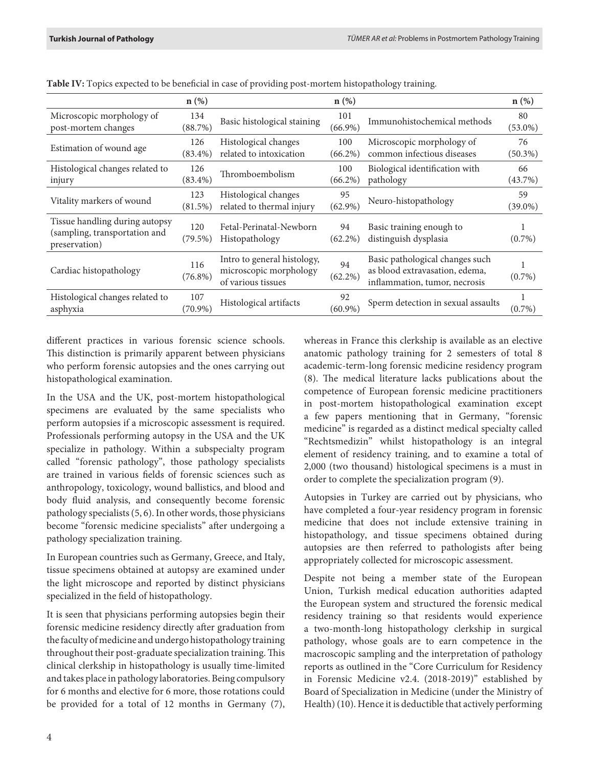**Table IV:** Topics expected to be beneficial in case of providing post-mortem histopathology training.

| | n (%) | | n (%) | | n (%) |
|---|---|---|---|---|---|
| Microscopic morphology of post-mortem changes | 134 (88.7%) | Basic histological staining | 101 (66.9%) | Immunohistochemical methods | 80 (53.0%) |
| Estimation of wound age | 126 (83.4%) | Histological changes related to intoxication | 100 (66.2%) | Microscopic morphology of common infectious diseases | 76 (50.3%) |
| Histological changes related to injury | 126 (83.4%) | Thromboembolism | 100 (66.2%) | Biological identification with pathology | 66 (43.7%) |
| Vitality markers of wound | 123 (81.5%) | Histological changes related to thermal injury | 95 (62.9%) | Neuro-histopathology | 59 (39.0%) |
| Tissue handling during autopsy (sampling, transportation and preservation) | 120 (79.5%) | Fetal-Perinatal-Newborn Histopathology | 94 (62.2%) | Basic training enough to distinguish dysplasia | 1 (0.7%) |
| Cardiac histopathology | 116 (76.8%) | Intro to general histology, microscopic morphology of various tissues | 94 (62.2%) | Basic pathological changes such as blood extravasation, edema, inflammation, tumor, necrosis | 1 (0.7%) |
| Histological changes related to asphyxia | 107 (70.9%) | Histological artifacts | 92 (60.9%) | Sperm detection in sexual assaults | 1 (0.7%) |

different practices in various forensic science schools. This distinction is primarily apparent between physicians who perform forensic autopsies and the ones carrying out histopathological examination.

In the USA and the UK, post-mortem histopathological specimens are evaluated by the same specialists who perform autopsies if a microscopic assessment is required. Professionals performing autopsy in the USA and the UK specialize in pathology. Within a subspecialty program called "forensic pathology", those pathology specialists are trained in various fields of forensic sciences such as anthropology, toxicology, wound ballistics, and blood and body fluid analysis, and consequently become forensic pathology specialists (5, 6). In other words, those physicians become "forensic medicine specialists" after undergoing a pathology specialization training.

In European countries such as Germany, Greece, and Italy, tissue specimens obtained at autopsy are examined under the light microscope and reported by distinct physicians specialized in the field of histopathology.

It is seen that physicians performing autopsies begin their forensic medicine residency directly after graduation from the faculty of medicine and undergo histopathology training throughout their post-graduate specialization training. This clinical clerkship in histopathology is usually time-limited and takes place in pathology laboratories. Being compulsory for 6 months and elective for 6 more, those rotations could be provided for a total of 12 months in Germany (7), whereas in France this clerkship is available as an elective anatomic pathology training for 2 semesters of total 8 academic-term-long forensic medicine residency program (8). The medical literature lacks publications about the competence of European forensic medicine practitioners in post-mortem histopathological examination except a few papers mentioning that in Germany, "forensic medicine" is regarded as a distinct medical specialty called "Rechtsmedizin" whilst histopathology is an integral element of residency training, and to examine a total of 2,000 (two thousand) histological specimens is a must in order to complete the specialization program (9).

Autopsies in Turkey are carried out by physicians, who have completed a four-year residency program in forensic medicine that does not include extensive training in histopathology, and tissue specimens obtained during autopsies are then referred to pathologists after being appropriately collected for microscopic assessment.

Despite not being a member state of the European Union, Turkish medical education authorities adapted the European system and structured the forensic medical residency training so that residents would experience a two-month-long histopathology clerkship in surgical pathology, whose goals are to earn competence in the macroscopic sampling and the interpretation of pathology reports as outlined in the "Core Curriculum for Residency in Forensic Medicine v2.4. (2018-2019)" established by Board of Specialization in Medicine (under the Ministry of Health) (10). Hence it is deductible that actively performing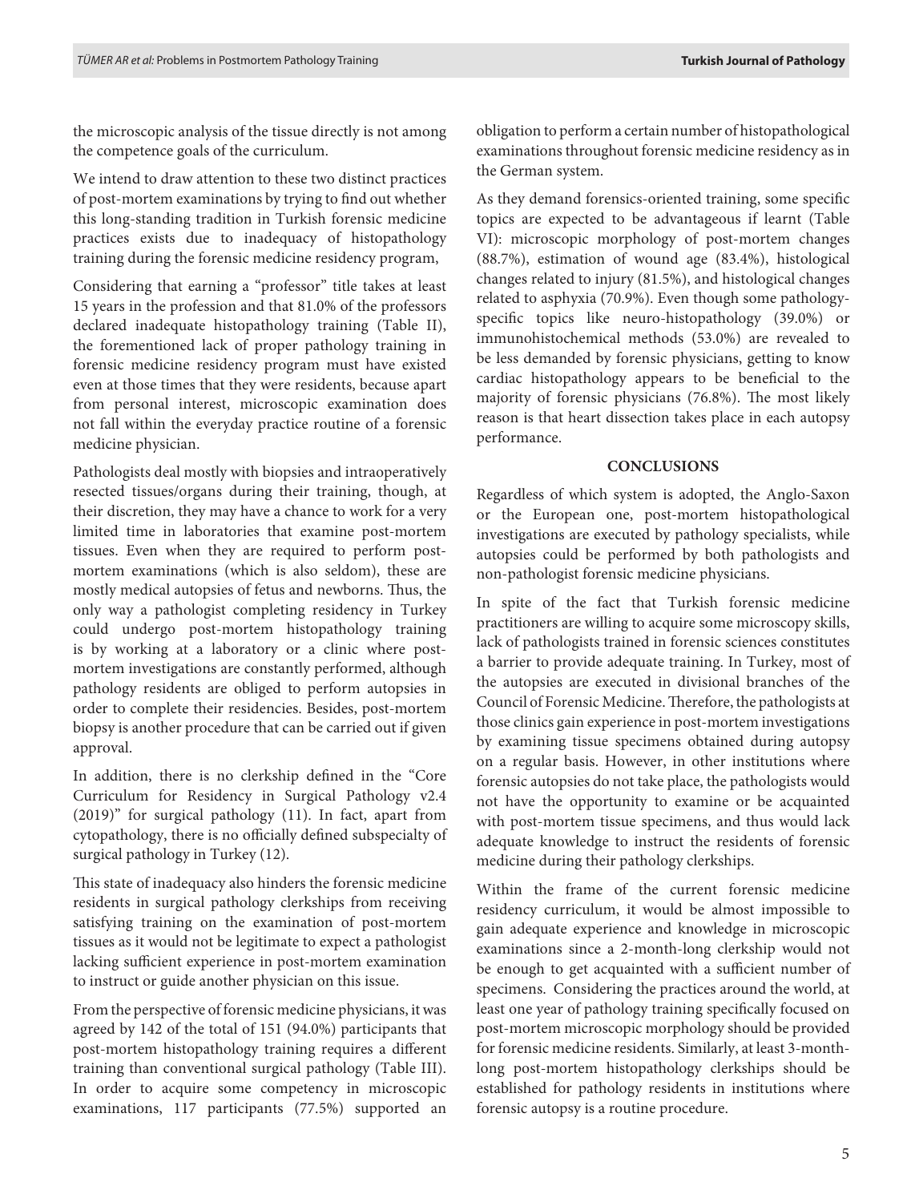the microscopic analysis of the tissue directly is not among the competence goals of the curriculum.

We intend to draw attention to these two distinct practices of post-mortem examinations by trying to find out whether this long-standing tradition in Turkish forensic medicine practices exists due to inadequacy of histopathology training during the forensic medicine residency program,

Considering that earning a "professor" title takes at least 15 years in the profession and that 81.0% of the professors declared inadequate histopathology training (Table II), the forementioned lack of proper pathology training in forensic medicine residency program must have existed even at those times that they were residents, because apart from personal interest, microscopic examination does not fall within the everyday practice routine of a forensic medicine physician.

Pathologists deal mostly with biopsies and intraoperatively resected tissues/organs during their training, though, at their discretion, they may have a chance to work for a very limited time in laboratories that examine post-mortem tissues. Even when they are required to perform post-mortem examinations (which is also seldom), these are mostly medical autopsies of fetus and newborns. Thus, the only way a pathologist completing residency in Turkey could undergo post-mortem histopathology training is by working at a laboratory or a clinic where post-mortem investigations are constantly performed, although pathology residents are obliged to perform autopsies in order to complete their residencies. Besides, post-mortem biopsy is another procedure that can be carried out if given approval.

In addition, there is no clerkship defined in the "Core Curriculum for Residency in Surgical Pathology v2.4 (2019)" for surgical pathology (11). In fact, apart from cytopathology, there is no officially defined subspecialty of surgical pathology in Turkey (12).

This state of inadequacy also hinders the forensic medicine residents in surgical pathology clerkships from receiving satisfying training on the examination of post-mortem tissues as it would not be legitimate to expect a pathologist lacking sufficient experience in post-mortem examination to instruct or guide another physician on this issue.

From the perspective of forensic medicine physicians, it was agreed by 142 of the total of 151 (94.0%) participants that post-mortem histopathology training requires a different training than conventional surgical pathology (Table III). In order to acquire some competency in microscopic examinations, 117 participants (77.5%) supported an obligation to perform a certain number of histopathological examinations throughout forensic medicine residency as in the German system.

As they demand forensics-oriented training, some specific topics are expected to be advantageous if learnt (Table VI): microscopic morphology of post-mortem changes (88.7%), estimation of wound age (83.4%), histological changes related to injury (81.5%), and histological changes related to asphyxia (70.9%). Even though some pathology-specific topics like neuro-histopathology (39.0%) or immunohistochemical methods (53.0%) are revealed to be less demanded by forensic physicians, getting to know cardiac histopathology appears to be beneficial to the majority of forensic physicians (76.8%). The most likely reason is that heart dissection takes place in each autopsy performance.

## CONCLUSIONS

Regardless of which system is adopted, the Anglo-Saxon or the European one, post-mortem histopathological investigations are executed by pathology specialists, while autopsies could be performed by both pathologists and non-pathologist forensic medicine physicians.

In spite of the fact that Turkish forensic medicine practitioners are willing to acquire some microscopy skills, lack of pathologists trained in forensic sciences constitutes a barrier to provide adequate training. In Turkey, most of the autopsies are executed in divisional branches of the Council of Forensic Medicine. Therefore, the pathologists at those clinics gain experience in post-mortem investigations by examining tissue specimens obtained during autopsy on a regular basis. However, in other institutions where forensic autopsies do not take place, the pathologists would not have the opportunity to examine or be acquainted with post-mortem tissue specimens, and thus would lack adequate knowledge to instruct the residents of forensic medicine during their pathology clerkships.

Within the frame of the current forensic medicine residency curriculum, it would be almost impossible to gain adequate experience and knowledge in microscopic examinations since a 2-month-long clerkship would not be enough to get acquainted with a sufficient number of specimens. Considering the practices around the world, at least one year of pathology training specifically focused on post-mortem microscopic morphology should be provided for forensic medicine residents. Similarly, at least 3-month-long post-mortem histopathology clerkships should be established for pathology residents in institutions where forensic autopsy is a routine procedure.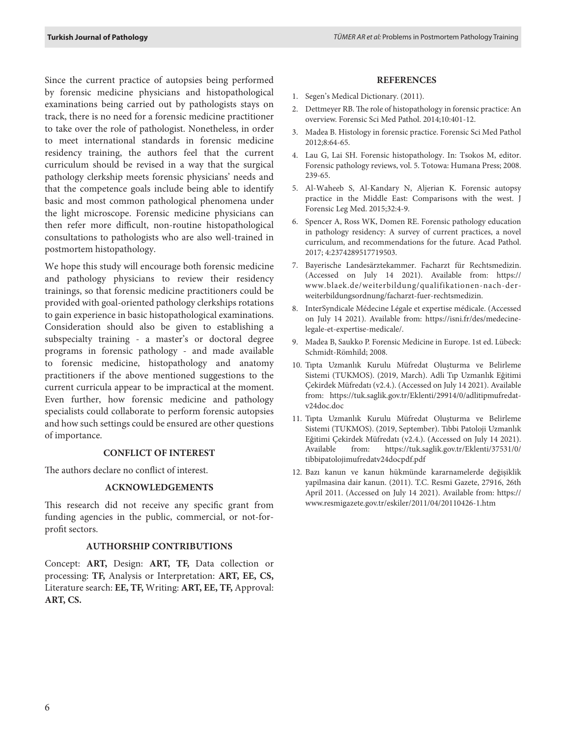Since the current practice of autopsies being performed by forensic medicine physicians and histopathological examinations being carried out by pathologists stays on track, there is no need for a forensic medicine practitioner to take over the role of pathologist. Nonetheless, in order to meet international standards in forensic medicine residency training, the authors feel that the current curriculum should be revised in a way that the surgical pathology clerkship meets forensic physicians' needs and that the competence goals include being able to identify basic and most common pathological phenomena under the light microscope. Forensic medicine physicians can then refer more difficult, non-routine histopathological consultations to pathologists who are also well-trained in postmortem histopathology.

We hope this study will encourage both forensic medicine and pathology physicians to review their residency trainings, so that forensic medicine practitioners could be provided with goal-oriented pathology clerkships rotations to gain experience in basic histopathological examinations. Consideration should also be given to establishing a subspecialty training - a master's or doctoral degree programs in forensic pathology - and made available to forensic medicine, histopathology and anatomy practitioners if the above mentioned suggestions to the current curricula appear to be impractical at the moment. Even further, how forensic medicine and pathology specialists could collaborate to perform forensic autopsies and how such settings could be ensured are other questions of importance.

## CONFLICT OF INTEREST

The authors declare no conflict of interest.

## ACKNOWLEDGEMENTS

This research did not receive any specific grant from funding agencies in the public, commercial, or not-for-profit sectors.

## AUTHORSHIP CONTRIBUTIONS

Concept: **ART,** Design: **ART, TF,** Data collection or processing: **TF,** Analysis or Interpretation: **ART, EE, CS,** Literature search: **EE, TF,** Writing: **ART, EE, TF,** Approval: **ART, CS.**

## REFERENCES

1. Segen's Medical Dictionary. (2011).
2. Dettmeyer RB. The role of histopathology in forensic practice: An overview. Forensic Sci Med Pathol. 2014;10:401-12.
3. Madea B. Histology in forensic practice. Forensic Sci Med Pathol 2012;8:64-65.
4. Lau G, Lai SH. Forensic histopathology. In: Tsokos M, editor. Forensic pathology reviews, vol. 5. Totowa: Humana Press; 2008. 239-65.
5. Al-Waheeb S, Al-Kandary N, Aljerian K. Forensic autopsy practice in the Middle East: Comparisons with the west. J Forensic Leg Med. 2015;32:4-9.
6. Spencer A, Ross WK, Domen RE. Forensic pathology education in pathology residency: A survey of current practices, a novel curriculum, and recommendations for the future. Acad Pathol. 2017; 4:2374289517719503.
7. Bayerische Landesärztekammer. Facharzt für Rechtsmedizin. (Accessed on July 14 2021). Available from: https://www.blaek.de/weiterbildung/qualifikationen-nach-der-weiterbildungsordnung/facharzt-fuer-rechtsmedizin.
8. InterSyndicale Médecine Légale et expertise médicale. (Accessed on July 14 2021). Available from: https://isni.fr/des/medecine-legale-et-expertise-medicale/.
9. Madea B, Saukko P. Forensic Medicine in Europe. 1st ed. Lübeck: Schmidt-Römhild; 2008.
10. Tıpta Uzmanlık Kurulu Müfredat Oluşturma ve Belirleme Sistemi (TUKMOS). (2019, March). Adli Tıp Uzmanlık Eğitimi Çekirdek Müfredatı (v2.4.). (Accessed on July 14 2021). Available from: https://tuk.saglik.gov.tr/Eklenti/29914/0/adlitipmufredat-v24doc.doc
11. Tıpta Uzmanlık Kurulu Müfredat Oluşturma ve Belirleme Sistemi (TUKMOS). (2019, September). Tıbbi Patoloji Uzmanlık Eğitimi Çekirdek Müfredatı (v2.4.). (Accessed on July 14 2021). Available from: https://tuk.saglik.gov.tr/Eklenti/37531/0/tibbipatolojimufredatv24docpdf.pdf
12. Bazı kanun ve kanun hükmünde kararnamelerde değişiklik yapilmasina dair kanun. (2011). T.C. Resmi Gazete, 27916, 26th April 2011. (Accessed on July 14 2021). Available from: https://www.resmigazete.gov.tr/eskiler/2011/04/20110426-1.htm